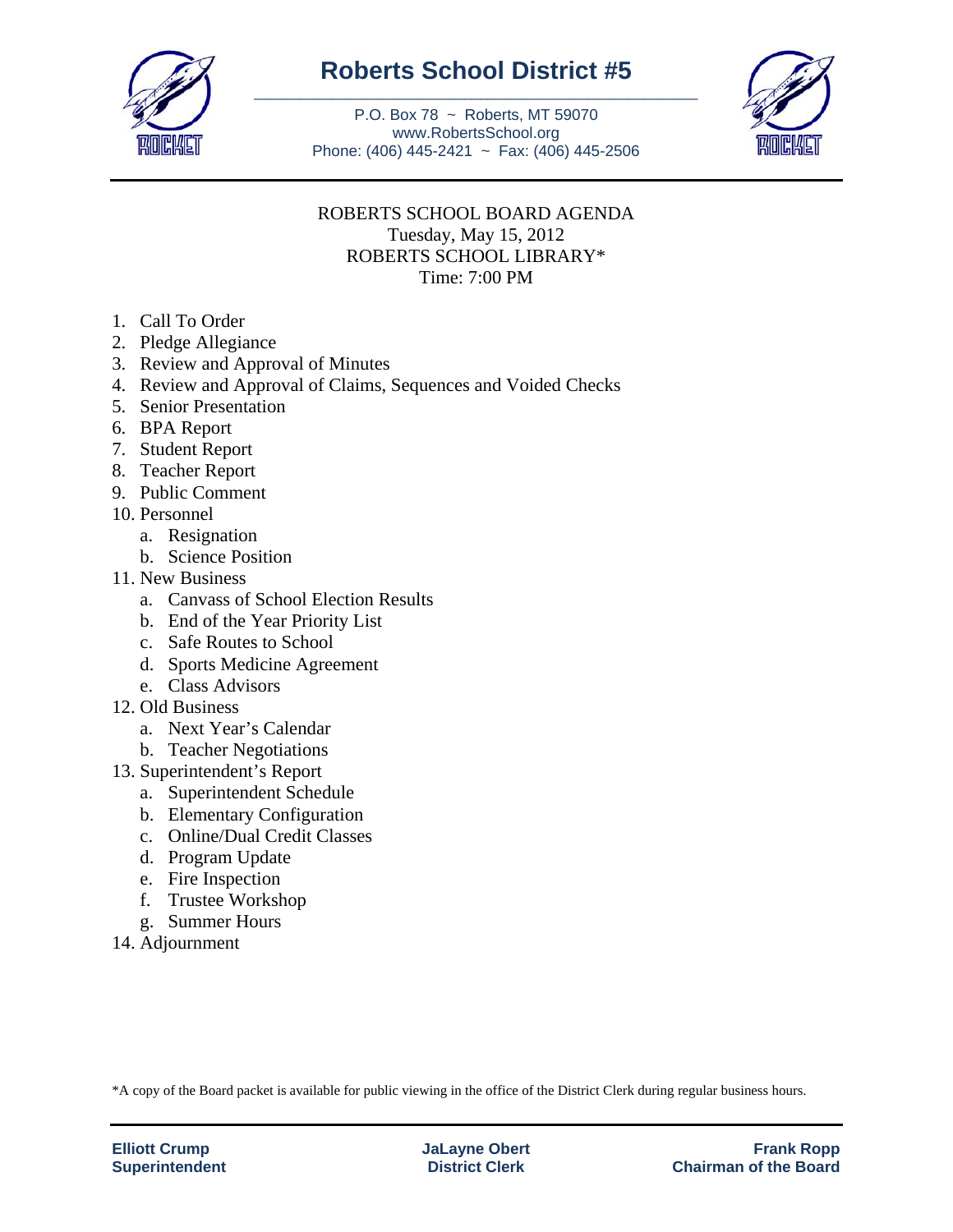# Roberts School District #5

P.O. Box 78 ~ Roberts, MT 59070
www.RobertsSchool.org
Phone: (406) 445-2421 ~ Fax: (406) 445-2506

ROBERTS SCHOOL BOARD AGENDA
Tuesday, May 15, 2012
ROBERTS SCHOOL LIBRARY*
Time: 7:00 PM

1. Call To Order
2. Pledge Allegiance
3. Review and Approval of Minutes
4. Review and Approval of Claims, Sequences and Voided Checks
5. Senior Presentation
6. BPA Report
7. Student Report
8. Teacher Report
9. Public Comment
10. Personnel
    a. Resignation
    b. Science Position
11. New Business
    a. Canvass of School Election Results
    b. End of the Year Priority List
    c. Safe Routes to School
    d. Sports Medicine Agreement
    e. Class Advisors
12. Old Business
    a. Next Year's Calendar
    b. Teacher Negotiations
13. Superintendent's Report
    a. Superintendent Schedule
    b. Elementary Configuration
    c. Online/Dual Credit Classes
    d. Program Update
    e. Fire Inspection
    f. Trustee Workshop
    g. Summer Hours
14. Adjournment

*A copy of the Board packet is available for public viewing in the office of the District Clerk during regular business hours.

**Elliott Crump**
**Superintendent**

**JaLayne Obert**
**District Clerk**

**Frank Ropp**
**Chairman of the Board**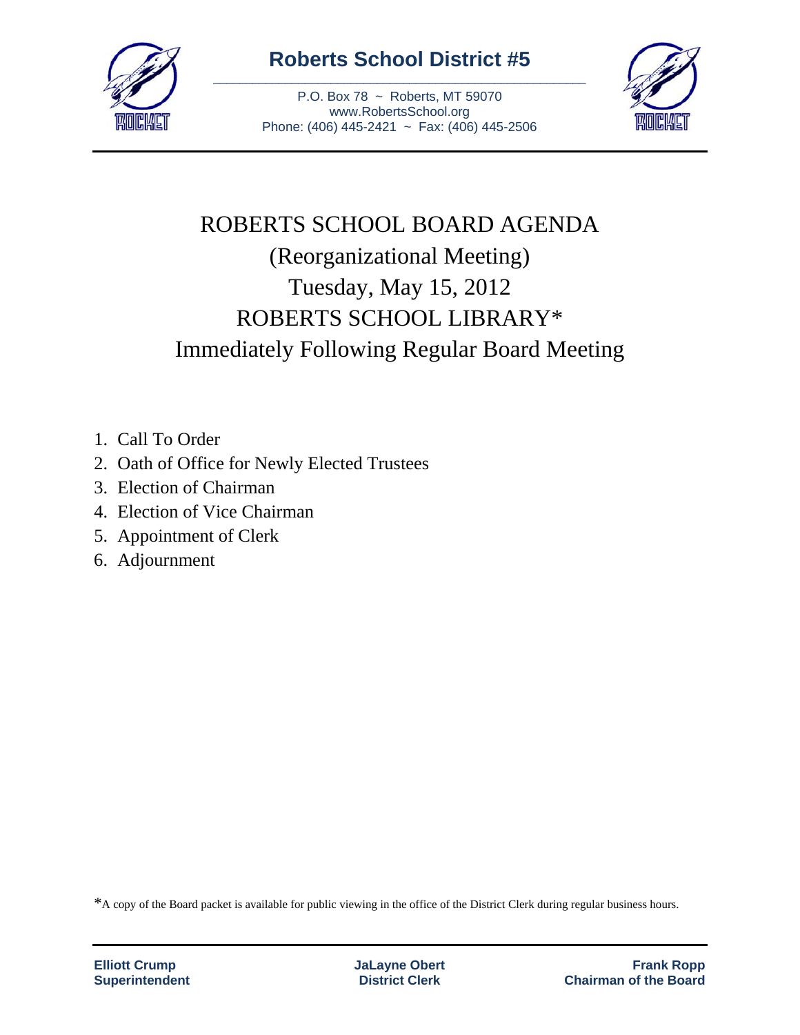# Roberts School District #5

P.O. Box 78 ~ Roberts, MT 59070
www.RobertsSchool.org
Phone: (406) 445-2421 ~ Fax: (406) 445-2506

## ROBERTS SCHOOL BOARD AGENDA
## (Reorganizational Meeting)
## Tuesday, May 15, 2012
## ROBERTS SCHOOL LIBRARY*
## Immediately Following Regular Board Meeting

1. Call To Order
2. Oath of Office for Newly Elected Trustees
3. Election of Chairman
4. Election of Vice Chairman
5. Appointment of Clerk
6. Adjournment

*A copy of the Board packet is available for public viewing in the office of the District Clerk during regular business hours.

**Elliott Crump**
**Superintendent**

**JaLayne Obert**
**District Clerk**

**Frank Ropp**
**Chairman of the Board**